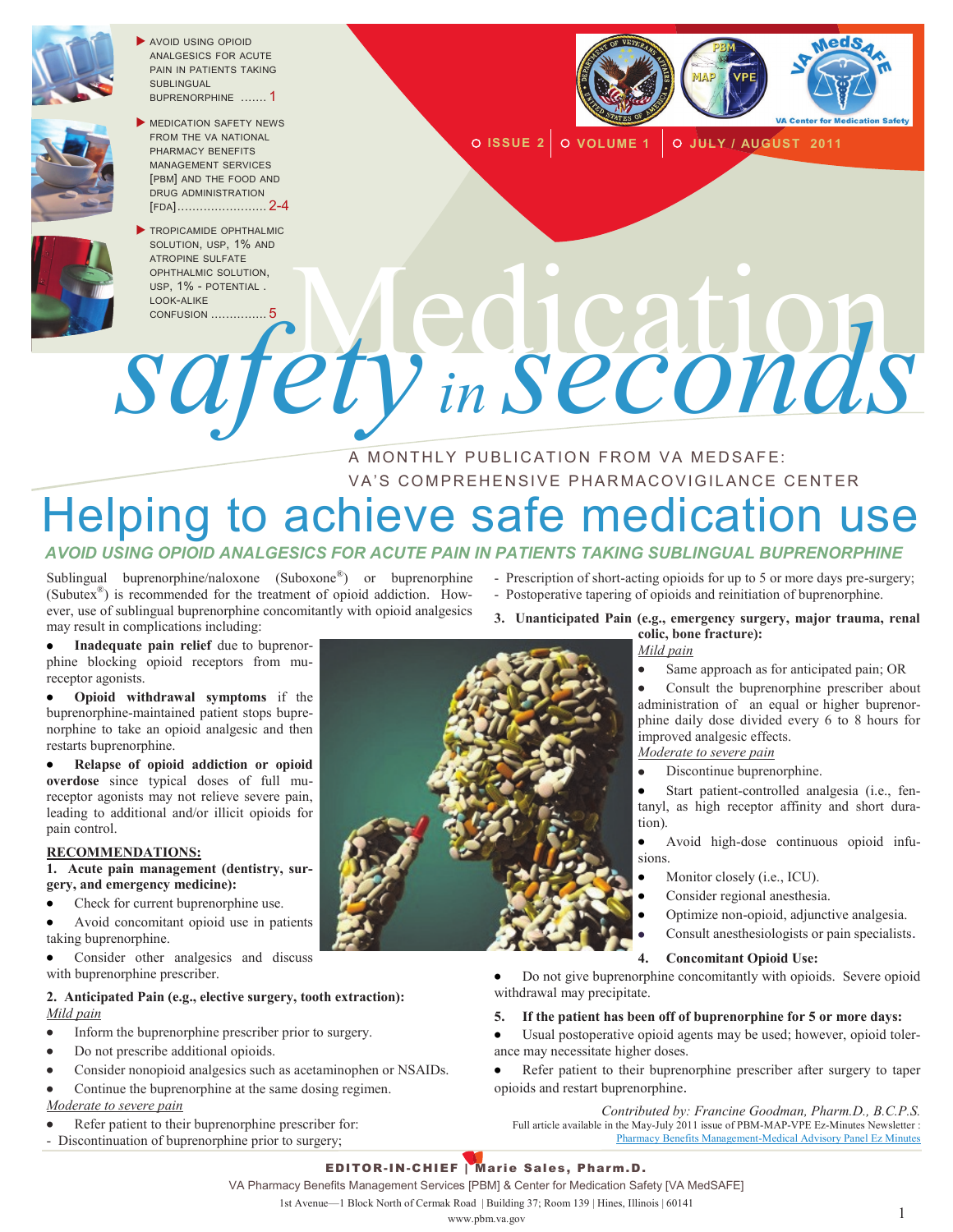- AVOID USING OPIOID ANALGESICS FOR ACUTE PAIN IN PATIENTS TAKING SUBLINGUAL BUPRENORPHINE ....... 1
- MEDICATION SAFETY NEWS FROM THE VA NATIONAL PHARMACY BENEFITS MANAGEMENT SERVICES [PBM] AND THE FOOD AND DRUG ADMINISTRATION [FDA]........................ 2-4
- TROPICAMIDE OPHTHALMIC SOLUTION, USP, 1% AND ATROPINE SULFATE OPHTHALMIC SOLUTION, USP, 1% - POTENTIAL LOOK-ALIKE CONFUSION ............... 5

ISSUE 2 | VOLUME 1 | JULY / AUGUST 2011

# Medication safety in seconds

A MONTHLY PUBLICATION FROM VA MEDSAFE: VA'S COMPREHENSIVE PHARMACOVIGILANCE CENTER

# Helping to achieve safe medication use

## *AVOID USING OPIOID ANALGESICS FOR ACUTE PAIN IN PATIENTS TAKING SUBLINGUAL BUPRENORPHINE*

Sublingual buprenorphine/naloxone (Suboxone®) or buprenorphine (Subutex®) is recommended for the treatment of opioid addiction. However, use of sublingual buprenorphine concomitantly with opioid analgesics may result in complications including:

- **Inadequate pain relief** due to buprenorphine blocking opioid receptors from mu-receptor agonists.
- **Opioid withdrawal symptoms** if the buprenorphine-maintained patient stops buprenorphine to take an opioid analgesic and then restarts buprenorphine.
- **Relapse of opioid addiction or opioid overdose** since typical doses of full mu-receptor agonists may not relieve severe pain, leading to additional and/or illicit opioids for pain control.

**RECOMMENDATIONS:**

**1. Acute pain management (dentistry, surgery, and emergency medicine):**

- Check for current buprenorphine use.
- Avoid concomitant opioid use in patients taking buprenorphine.
- Consider other analgesics and discuss with buprenorphine prescriber.

**2. Anticipated Pain (e.g., elective surgery, tooth extraction):**

Mild pain

- Inform the buprenorphine prescriber prior to surgery.
- Do not prescribe additional opioids.
- Consider nonopioid analgesics such as acetaminophen or NSAIDs.
- Continue the buprenorphine at the same dosing regimen.

Moderate to severe pain

- Refer patient to their buprenorphine prescriber for:
  - Discontinuation of buprenorphine prior to surgery;
  - Prescription of short-acting opioids for up to 5 or more days pre-surgery;
  - Postoperative tapering of opioids and reinitiation of buprenorphine.

**3. Unanticipated Pain (e.g., emergency surgery, major trauma, renal colic, bone fracture):**

Mild pain

- Same approach as for anticipated pain; OR
- Consult the buprenorphine prescriber about administration of an equal or higher buprenorphine daily dose divided every 6 to 8 hours for improved analgesic effects.

Moderate to severe pain

- Discontinue buprenorphine.
- Start patient-controlled analgesia (i.e., fentanyl, as high receptor affinity and short duration).
- Avoid high-dose continuous opioid infusions.
- Monitor closely (i.e., ICU).
- Consider regional anesthesia.
- Optimize non-opioid, adjunctive analgesia.
- Consult anesthesiologists or pain specialists.

**4. Concomitant Opioid Use:**

- Do not give buprenorphine concomitantly with opioids. Severe opioid withdrawal may precipitate.

**5. If the patient has been off of buprenorphine for 5 or more days:**

- Usual postoperative opioid agents may be used; however, opioid tolerance may necessitate higher doses.
- Refer patient to their buprenorphine prescriber after surgery to taper opioids and restart buprenorphine.

*Contributed by: Francine Goodman, Pharm.D., B.C.P.S.*

Full article available in the May-July 2011 issue of PBM-MAP-VPE Ez-Minutes Newsletter : Pharmacy Benefits Management-Medical Advisory Panel Ez Minutes

**EDITOR-IN-CHIEF | Marie Sales, Pharm.D.**

VA Pharmacy Benefits Management Services [PBM] & Center for Medication Safety [VA MedSAFE]

1st Avenue—1 Block North of Cermak Road | Building 37; Room 139 | Hines, Illinois | 60141

www.pbm.va.gov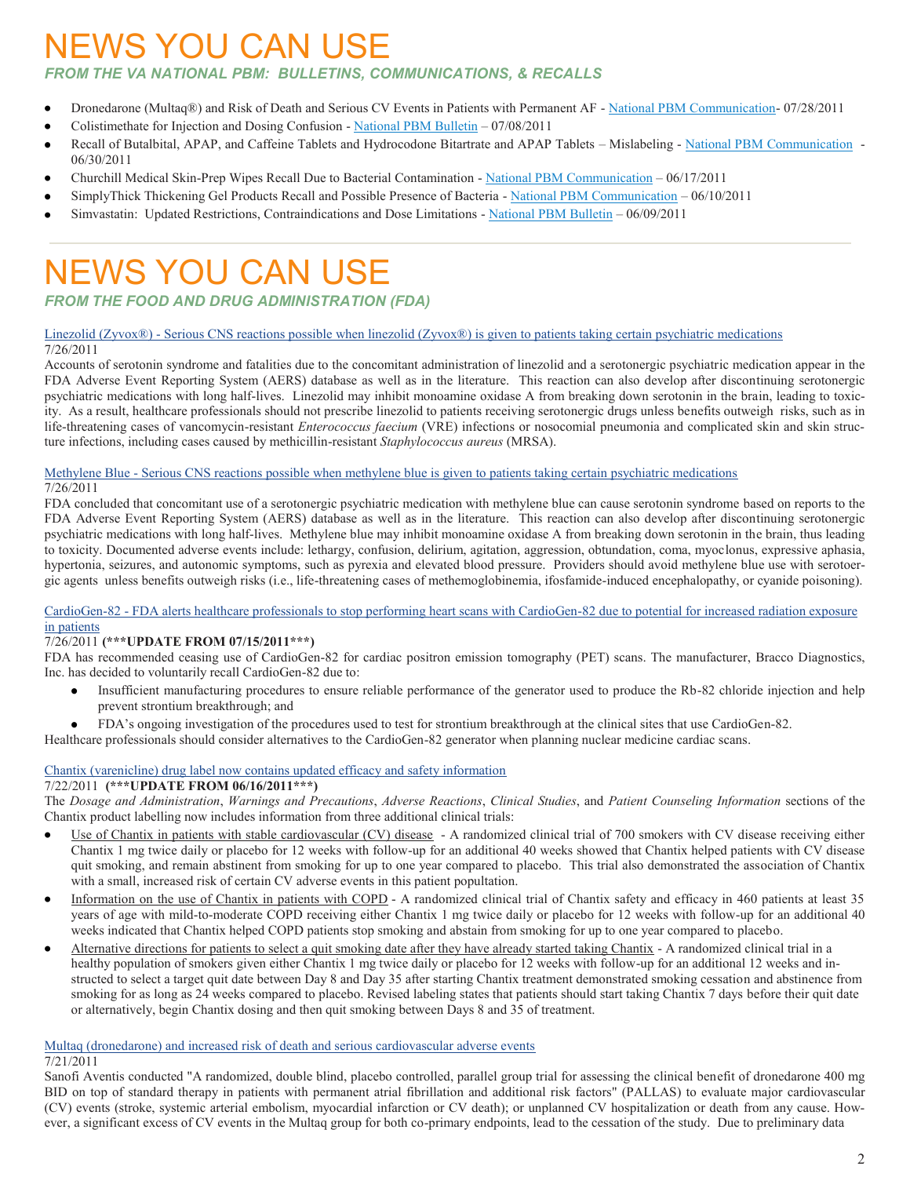# NEWS YOU CAN USE

### *FROM THE VA NATIONAL PBM: BULLETINS, COMMUNICATIONS, & RECALLS*

- Dronedarone (Multaq®) and Risk of Death and Serious CV Events in Patients with Permanent AF - National PBM Communication- 07/28/2011
- Colistimethate for Injection and Dosing Confusion - National PBM Bulletin – 07/08/2011
- Recall of Butalbital, APAP, and Caffeine Tablets and Hydrocodone Bitartrate and APAP Tablets – Mislabeling - National PBM Communication - 06/30/2011
- Churchill Medical Skin-Prep Wipes Recall Due to Bacterial Contamination - National PBM Communication – 06/17/2011
- SimplyThick Thickening Gel Products Recall and Possible Presence of Bacteria - National PBM Communication – 06/10/2011
- Simvastatin: Updated Restrictions, Contraindications and Dose Limitations - National PBM Bulletin – 06/09/2011

# NEWS YOU CAN USE

### *FROM THE FOOD AND DRUG ADMINISTRATION (FDA)*

Linezolid (Zyvox®) - Serious CNS reactions possible when linezolid (Zyvox®) is given to patients taking certain psychiatric medications
7/26/2011
Accounts of serotonin syndrome and fatalities due to the concomitant administration of linezolid and a serotonergic psychiatric medication appear in the FDA Adverse Event Reporting System (AERS) database as well as in the literature. This reaction can also develop after discontinuing serotonergic psychiatric medications with long half-lives. Linezolid may inhibit monoamine oxidase A from breaking down serotonin in the brain, leading to toxicity. As a result, healthcare professionals should not prescribe linezolid to patients receiving serotonergic drugs unless benefits outweigh risks, such as in life-threatening cases of vancomycin-resistant *Enterococcus faecium* (VRE) infections or nosocomial pneumonia and complicated skin and skin structure infections, including cases caused by methicillin-resistant *Staphylococcus aureus* (MRSA).

Methylene Blue - Serious CNS reactions possible when methylene blue is given to patients taking certain psychiatric medications
7/26/2011
FDA concluded that concomitant use of a serotonergic psychiatric medication with methylene blue can cause serotonin syndrome based on reports to the FDA Adverse Event Reporting System (AERS) database as well as in the literature. This reaction can also develop after discontinuing serotonergic psychiatric medications with long half-lives. Methylene blue may inhibit monoamine oxidase A from breaking down serotonin in the brain, thus leading to toxicity. Documented adverse events include: lethargy, confusion, delirium, agitation, aggression, obtundation, coma, myoclonus, expressive aphasia, hypertonia, seizures, and autonomic symptoms, such as pyrexia and elevated blood pressure. Providers should avoid methylene blue use with serotoergic agents unless benefits outweigh risks (i.e., life-threatening cases of methemoglobinemia, ifosfamide-induced encephalopathy, or cyanide poisoning).

CardioGen-82 - FDA alerts healthcare professionals to stop performing heart scans with CardioGen-82 due to potential for increased radiation exposure in patients
7/26/2011 **(\*\*\*UPDATE FROM 07/15/2011\*\*\*)**
FDA has recommended ceasing use of CardioGen-82 for cardiac positron emission tomography (PET) scans. The manufacturer, Bracco Diagnostics, Inc. has decided to voluntarily recall CardioGen-82 due to:

- Insufficient manufacturing procedures to ensure reliable performance of the generator used to produce the Rb-82 chloride injection and help prevent strontium breakthrough; and
- FDA's ongoing investigation of the procedures used to test for strontium breakthrough at the clinical sites that use CardioGen-82.

Healthcare professionals should consider alternatives to the CardioGen-82 generator when planning nuclear medicine cardiac scans.

Chantix (varenicline) drug label now contains updated efficacy and safety information
7/22/2011 **(\*\*\*UPDATE FROM 06/16/2011\*\*\*)**
The *Dosage and Administration*, *Warnings and Precautions*, *Adverse Reactions*, *Clinical Studies*, and *Patient Counseling Information* sections of the Chantix product labelling now includes information from three additional clinical trials:

- Use of Chantix in patients with stable cardiovascular (CV) disease - A randomized clinical trial of 700 smokers with CV disease receiving either Chantix 1 mg twice daily or placebo for 12 weeks with follow-up for an additional 40 weeks showed that Chantix helped patients with CV disease quit smoking, and remain abstinent from smoking for up to one year compared to placebo. This trial also demonstrated the association of Chantix with a small, increased risk of certain CV adverse events in this patient popultation.
- Information on the use of Chantix in patients with COPD - A randomized clinical trial of Chantix safety and efficacy in 460 patients at least 35 years of age with mild-to-moderate COPD receiving either Chantix 1 mg twice daily or placebo for 12 weeks with follow-up for an additional 40 weeks indicated that Chantix helped COPD patients stop smoking and abstain from smoking for up to one year compared to placebo.
- Alternative directions for patients to select a quit smoking date after they have already started taking Chantix - A randomized clinical trial in a healthy population of smokers given either Chantix 1 mg twice daily or placebo for 12 weeks with follow-up for an additional 12 weeks and instructed to select a target quit date between Day 8 and Day 35 after starting Chantix treatment demonstrated smoking cessation and abstinence from smoking for as long as 24 weeks compared to placebo. Revised labeling states that patients should start taking Chantix 7 days before their quit date or alternatively, begin Chantix dosing and then quit smoking between Days 8 and 35 of treatment.

Multaq (dronedarone) and increased risk of death and serious cardiovascular adverse events
7/21/2011
Sanofi Aventis conducted "A randomized, double blind, placebo controlled, parallel group trial for assessing the clinical benefit of dronedarone 400 mg BID on top of standard therapy in patients with permanent atrial fibrillation and additional risk factors" (PALLAS) to evaluate major cardiovascular (CV) events (stroke, systemic arterial embolism, myocardial infarction or CV death); or unplanned CV hospitalization or death from any cause. However, a significant excess of CV events in the Multaq group for both co-primary endpoints, lead to the cessation of the study. Due to preliminary data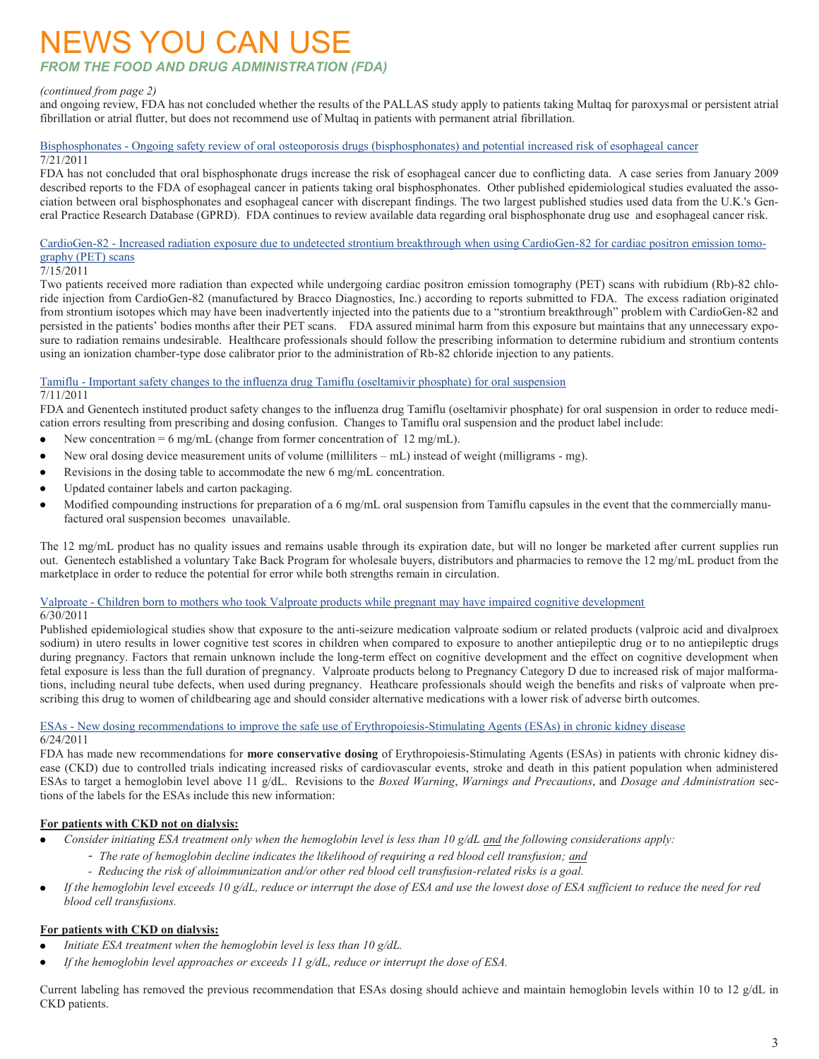# NEWS YOU CAN USE

## *FROM THE FOOD AND DRUG ADMINISTRATION (FDA)*

*(continued from page 2)*

and ongoing review, FDA has not concluded whether the results of the PALLAS study apply to patients taking Multaq for paroxysmal or persistent atrial fibrillation or atrial flutter, but does not recommend use of Multaq in patients with permanent atrial fibrillation.

### Bisphosphonates - Ongoing safety review of oral osteoporosis drugs (bisphosphonates) and potential increased risk of esophageal cancer

7/21/2011

FDA has not concluded that oral bisphosphonate drugs increase the risk of esophageal cancer due to conflicting data. A case series from January 2009 described reports to the FDA of esophageal cancer in patients taking oral bisphosphonates. Other published epidemiological studies evaluated the association between oral bisphosphonates and esophageal cancer with discrepant findings. The two largest published studies used data from the U.K.'s General Practice Research Database (GPRD). FDA continues to review available data regarding oral bisphosphonate drug use and esophageal cancer risk.

### CardioGen-82 - Increased radiation exposure due to undetected strontium breakthrough when using CardioGen-82 for cardiac positron emission tomography (PET) scans

7/15/2011

Two patients received more radiation than expected while undergoing cardiac positron emission tomography (PET) scans with rubidium (Rb)-82 chloride injection from CardioGen-82 (manufactured by Bracco Diagnostics, Inc.) according to reports submitted to FDA. The excess radiation originated from strontium isotopes which may have been inadvertently injected into the patients due to a "strontium breakthrough" problem with CardioGen-82 and persisted in the patients' bodies months after their PET scans. FDA assured minimal harm from this exposure but maintains that any unnecessary exposure to radiation remains undesirable. Healthcare professionals should follow the prescribing information to determine rubidium and strontium contents using an ionization chamber-type dose calibrator prior to the administration of Rb-82 chloride injection to any patients.

### Tamiflu - Important safety changes to the influenza drug Tamiflu (oseltamivir phosphate) for oral suspension

7/11/2011

FDA and Genentech instituted product safety changes to the influenza drug Tamiflu (oseltamivir phosphate) for oral suspension in order to reduce medication errors resulting from prescribing and dosing confusion. Changes to Tamiflu oral suspension and the product label include:

- New concentration = 6 mg/mL (change from former concentration of 12 mg/mL).
- New oral dosing device measurement units of volume (milliliters – mL) instead of weight (milligrams - mg).
- Revisions in the dosing table to accommodate the new 6 mg/mL concentration.
- Updated container labels and carton packaging.
- Modified compounding instructions for preparation of a 6 mg/mL oral suspension from Tamiflu capsules in the event that the commercially manufactured oral suspension becomes unavailable.

The 12 mg/mL product has no quality issues and remains usable through its expiration date, but will no longer be marketed after current supplies run out. Genentech established a voluntary Take Back Program for wholesale buyers, distributors and pharmacies to remove the 12 mg/mL product from the marketplace in order to reduce the potential for error while both strengths remain in circulation.

### Valproate - Children born to mothers who took Valproate products while pregnant may have impaired cognitive development

6/30/2011

Published epidemiological studies show that exposure to the anti-seizure medication valproate sodium or related products (valproic acid and divalproex sodium) in utero results in lower cognitive test scores in children when compared to exposure to another antiepileptic drug or to no antiepileptic drugs during pregnancy. Factors that remain unknown include the long-term effect on cognitive development and the effect on cognitive development when fetal exposure is less than the full duration of pregnancy. Valproate products belong to Pregnancy Category D due to increased risk of major malformations, including neural tube defects, when used during pregnancy. Heathcare professionals should weigh the benefits and risks of valproate when prescribing this drug to women of childbearing age and should consider alternative medications with a lower risk of adverse birth outcomes.

### ESAs - New dosing recommendations to improve the safe use of Erythropoiesis-Stimulating Agents (ESAs) in chronic kidney disease

6/24/2011

FDA has made new recommendations for **more conservative dosing** of Erythropoiesis-Stimulating Agents (ESAs) in patients with chronic kidney disease (CKD) due to controlled trials indicating increased risks of cardiovascular events, stroke and death in this patient population when administered ESAs to target a hemoglobin level above 11 g/dL. Revisions to the *Boxed Warning*, *Warnings and Precautions*, and *Dosage and Administration* sections of the labels for the ESAs include this new information:

**For patients with CKD not on dialysis:**

- *Consider initiating ESA treatment only when the hemoglobin level is less than 10 g/dL and the following considerations apply:*
  - *The rate of hemoglobin decline indicates the likelihood of requiring a red blood cell transfusion; and*
  - *Reducing the risk of alloimmunization and/or other red blood cell transfusion-related risks is a goal.*
- *If the hemoglobin level exceeds 10 g/dL, reduce or interrupt the dose of ESA and use the lowest dose of ESA sufficient to reduce the need for red blood cell transfusions.*

**For patients with CKD on dialysis:**

- *Initiate ESA treatment when the hemoglobin level is less than 10 g/dL.*
- *If the hemoglobin level approaches or exceeds 11 g/dL, reduce or interrupt the dose of ESA.*

Current labeling has removed the previous recommendation that ESAs dosing should achieve and maintain hemoglobin levels within 10 to 12 g/dL in CKD patients.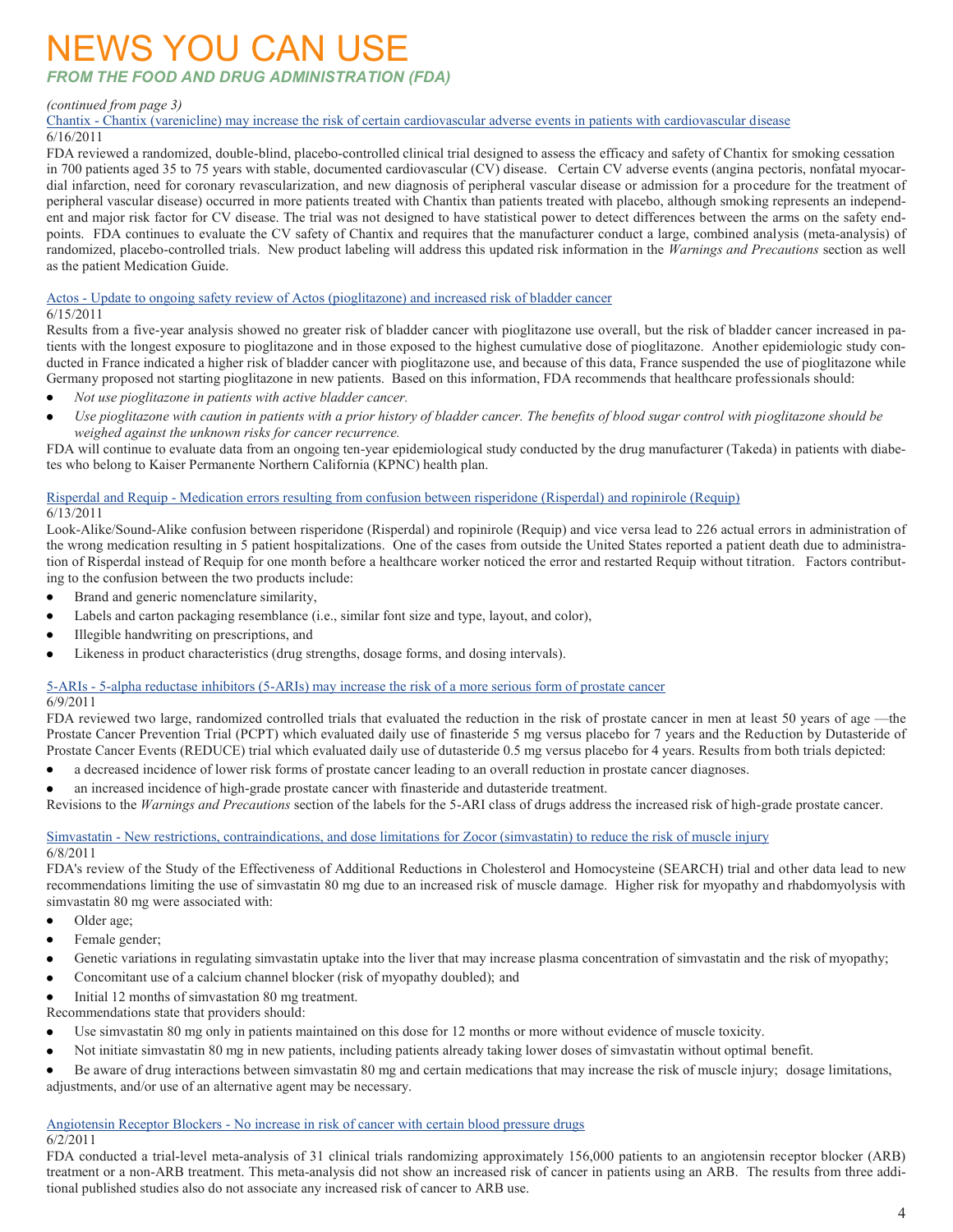# NEWS YOU CAN USE

### *FROM THE FOOD AND DRUG ADMINISTRATION (FDA)*

*(continued from page 3)*

Chantix - Chantix (varenicline) may increase the risk of certain cardiovascular adverse events in patients with cardiovascular disease

6/16/2011

FDA reviewed a randomized, double-blind, placebo-controlled clinical trial designed to assess the efficacy and safety of Chantix for smoking cessation in 700 patients aged 35 to 75 years with stable, documented cardiovascular (CV) disease. Certain CV adverse events (angina pectoris, nonfatal myocardial infarction, need for coronary revascularization, and new diagnosis of peripheral vascular disease or admission for a procedure for the treatment of peripheral vascular disease) occurred in more patients treated with Chantix than patients treated with placebo, although smoking represents an independent and major risk factor for CV disease. The trial was not designed to have statistical power to detect differences between the arms on the safety endpoints. FDA continues to evaluate the CV safety of Chantix and requires that the manufacturer conduct a large, combined analysis (meta-analysis) of randomized, placebo-controlled trials. New product labeling will address this updated risk information in the *Warnings and Precautions* section as well as the patient Medication Guide.

Actos - Update to ongoing safety review of Actos (pioglitazone) and increased risk of bladder cancer

6/15/2011

Results from a five-year analysis showed no greater risk of bladder cancer with pioglitazone use overall, but the risk of bladder cancer increased in patients with the longest exposure to pioglitazone and in those exposed to the highest cumulative dose of pioglitazone. Another epidemiologic study conducted in France indicated a higher risk of bladder cancer with pioglitazone use, and because of this data, France suspended the use of pioglitazone while Germany proposed not starting pioglitazone in new patients. Based on this information, FDA recommends that healthcare professionals should:

- *Not use pioglitazone in patients with active bladder cancer.*
- *Use pioglitazone with caution in patients with a prior history of bladder cancer. The benefits of blood sugar control with pioglitazone should be weighed against the unknown risks for cancer recurrence.*

FDA will continue to evaluate data from an ongoing ten-year epidemiological study conducted by the drug manufacturer (Takeda) in patients with diabetes who belong to Kaiser Permanente Northern California (KPNC) health plan.

Risperdal and Requip - Medication errors resulting from confusion between risperidone (Risperdal) and ropinirole (Requip)

6/13/2011

Look-Alike/Sound-Alike confusion between risperidone (Risperdal) and ropinirole (Requip) and vice versa lead to 226 actual errors in administration of the wrong medication resulting in 5 patient hospitalizations. One of the cases from outside the United States reported a patient death due to administration of Risperdal instead of Requip for one month before a healthcare worker noticed the error and restarted Requip without titration. Factors contributing to the confusion between the two products include:

- Brand and generic nomenclature similarity,
- Labels and carton packaging resemblance (i.e., similar font size and type, layout, and color),
- Illegible handwriting on prescriptions, and
- Likeness in product characteristics (drug strengths, dosage forms, and dosing intervals).

5-ARIs - 5-alpha reductase inhibitors (5-ARIs) may increase the risk of a more serious form of prostate cancer

6/9/2011

FDA reviewed two large, randomized controlled trials that evaluated the reduction in the risk of prostate cancer in men at least 50 years of age —the Prostate Cancer Prevention Trial (PCPT) which evaluated daily use of finasteride 5 mg versus placebo for 7 years and the Reduction by Dutasteride of Prostate Cancer Events (REDUCE) trial which evaluated daily use of dutasteride 0.5 mg versus placebo for 4 years. Results from both trials depicted:

- a decreased incidence of lower risk forms of prostate cancer leading to an overall reduction in prostate cancer diagnoses.
- an increased incidence of high-grade prostate cancer with finasteride and dutasteride treatment.

Revisions to the *Warnings and Precautions* section of the labels for the 5-ARI class of drugs address the increased risk of high-grade prostate cancer.

Simvastatin - New restrictions, contraindications, and dose limitations for Zocor (simvastatin) to reduce the risk of muscle injury

6/8/2011

FDA's review of the Study of the Effectiveness of Additional Reductions in Cholesterol and Homocysteine (SEARCH) trial and other data lead to new recommendations limiting the use of simvastatin 80 mg due to an increased risk of muscle damage. Higher risk for myopathy and rhabdomyolysis with simvastatin 80 mg were associated with:

- Older age;
- Female gender;
- Genetic variations in regulating simvastatin uptake into the liver that may increase plasma concentration of simvastatin and the risk of myopathy;
- Concomitant use of a calcium channel blocker (risk of myopathy doubled); and
- Initial 12 months of simvastation 80 mg treatment.

Recommendations state that providers should:

- Use simvastatin 80 mg only in patients maintained on this dose for 12 months or more without evidence of muscle toxicity.
- Not initiate simvastatin 80 mg in new patients, including patients already taking lower doses of simvastatin without optimal benefit.
- Be aware of drug interactions between simvastatin 80 mg and certain medications that may increase the risk of muscle injury; dosage limitations, adjustments, and/or use of an alternative agent may be necessary.

Angiotensin Receptor Blockers - No increase in risk of cancer with certain blood pressure drugs

6/2/2011

FDA conducted a trial-level meta-analysis of 31 clinical trials randomizing approximately 156,000 patients to an angiotensin receptor blocker (ARB) treatment or a non-ARB treatment. This meta-analysis did not show an increased risk of cancer in patients using an ARB. The results from three additional published studies also do not associate any increased risk of cancer to ARB use.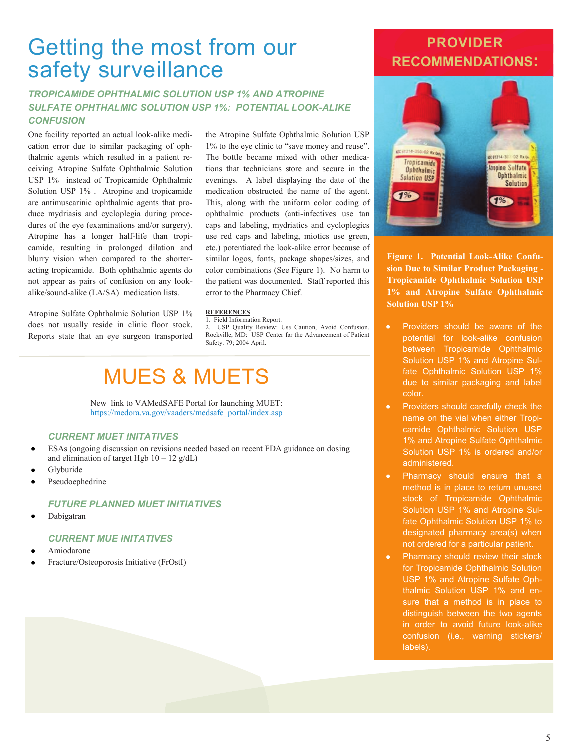# Getting the most from our safety surveillance

### TROPICAMIDE OPHTHALMIC SOLUTION USP 1% AND ATROPINE SULFATE OPHTHALMIC SOLUTION USP 1%: POTENTIAL LOOK-ALIKE CONFUSION

One facility reported an actual look-alike medication error due to similar packaging of ophthalmic agents which resulted in a patient receiving Atropine Sulfate Ophthalmic Solution USP 1% instead of Tropicamide Ophthalmic Solution USP 1% . Atropine and tropicamide are antimuscarinic ophthalmic agents that produce mydriasis and cycloplegia during procedures of the eye (examinations and/or surgery). Atropine has a longer half-life than tropicamide, resulting in prolonged dilation and blurry vision when compared to the shorter-acting tropicamide. Both ophthalmic agents do not appear as pairs of confusion on any look-alike/sound-alike (LA/SA) medication lists.

Atropine Sulfate Ophthalmic Solution USP 1% does not usually reside in clinic floor stock. Reports state that an eye surgeon transported the Atropine Sulfate Ophthalmic Solution USP 1% to the eye clinic to "save money and reuse". The bottle became mixed with other medications that technicians store and secure in the evenings. A label displaying the date of the medication obstructed the name of the agent. This, along with the uniform color coding of ophthalmic products (anti-infectives use tan caps and labeling, mydriatics and cycloplegics use red caps and labeling, miotics use green, etc.) potentiated the look-alike error because of similar logos, fonts, package shapes/sizes, and color combinations (See Figure 1). No harm to the patient was documented. Staff reported this error to the Pharmacy Chief.

**REFERENCES**

1. Field Information Report.
2. USP Quality Review: Use Caution, Avoid Confusion. Rockville, MD: USP Center for the Advancement of Patient Safety. 79; 2004 April.

## PROVIDER RECOMMENDATIONS:

**Figure 1. Potential Look-Alike Confusion Due to Similar Product Packaging - Tropicamide Ophthalmic Solution USP 1% and Atropine Sulfate Ophthalmic Solution USP 1%**

- Providers should be aware of the potential for look-alike confusion between Tropicamide Ophthalmic Solution USP 1% and Atropine Sulfate Ophthalmic Solution USP 1% due to similar packaging and label color.
- Providers should carefully check the name on the vial when either Tropicamide Ophthalmic Solution USP 1% and Atropine Sulfate Ophthalmic Solution USP 1% is ordered and/or administered.
- Pharmacy should ensure that a method is in place to return unused stock of Tropicamide Ophthalmic Solution USP 1% and Atropine Sulfate Ophthalmic Solution USP 1% to designated pharmacy area(s) when not ordered for a particular patient.
- Pharmacy should review their stock for Tropicamide Ophthalmic Solution USP 1% and Atropine Sulfate Ophthalmic Solution USP 1% and ensure that a method is in place to distinguish between the two agents in order to avoid future look-alike confusion (i.e., warning stickers/ labels).

# MUES & MUETS

New link to VAMedSAFE Portal for launching MUET:
https://medora.va.gov/vaaders/medsafe_portal/index.asp

### CURRENT MUET INITATIVES

- ESAs (ongoing discussion on revisions needed based on recent FDA guidance on dosing and elimination of target Hgb 10 – 12 g/dL)
- Glyburide
- Pseudoephedrine

### FUTURE PLANNED MUET INITIATIVES

- Dabigatran

### CURRENT MUE INITATIVES

- Amiodarone
- Fracture/Osteoporosis Initiative (FrOstI)